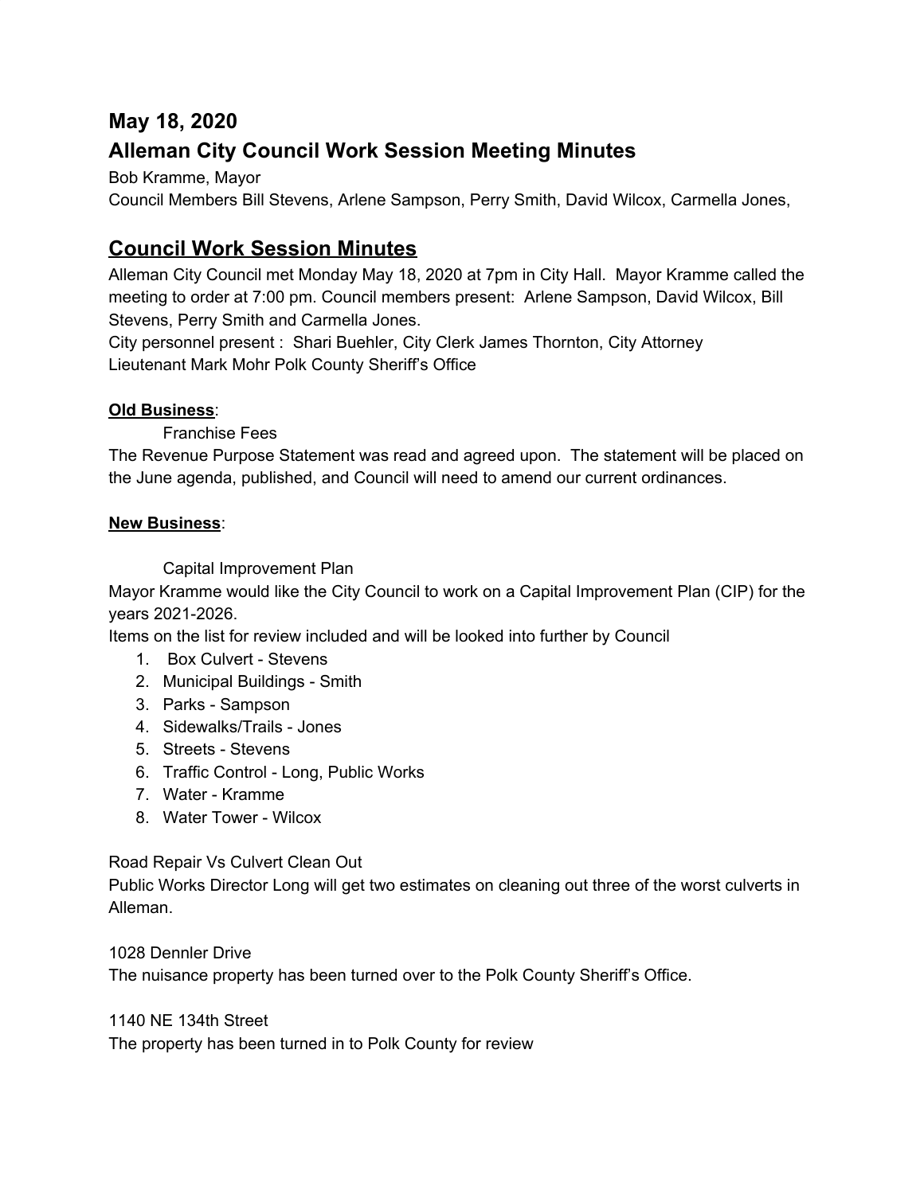## May 18, 2020

## Alleman City Council Work Session Meeting Minutes

Bob Kramme, Mayor

Council Members Bill Stevens, Arlene Sampson, Perry Smith, David Wilcox, Carmella Jones,

# Council Work Session Minutes

Alleman City Council met Monday May 18, 2020 at 7pm in City Hall. Mayor Kramme called the meeting to order at 7:00 pm. Council members present: Arlene Sampson, David Wilcox, Bill Stevens, Perry Smith and Carmella Jones.

City personnel present : Shari Buehler, City Clerk James Thornton, City Attorney

Lieutenant Mark Mohr Polk County Sheriff's Office

**Old Business**:

Franchise Fees

The Revenue Purpose Statement was read and agreed upon. The statement will be placed on the June agenda, published, and Council will need to amend our current ordinances.

**New Business**:

Capital Improvement Plan

Mayor Kramme would like the City Council to work on a Capital Improvement Plan (CIP) for the years 2021-2026.

Items on the list for review included and will be looked into further by Council

1. Box Culvert - Stevens
2. Municipal Buildings - Smith
3. Parks - Sampson
4. Sidewalks/Trails - Jones
5. Streets - Stevens
6. Traffic Control - Long, Public Works
7. Water - Kramme
8. Water Tower - Wilcox

Road Repair Vs Culvert Clean Out

Public Works Director Long will get two estimates on cleaning out three of the worst culverts in Alleman.

1028 Dennler Drive

The nuisance property has been turned over to the Polk County Sheriff's Office.

1140 NE 134th Street

The property has been turned in to Polk County for review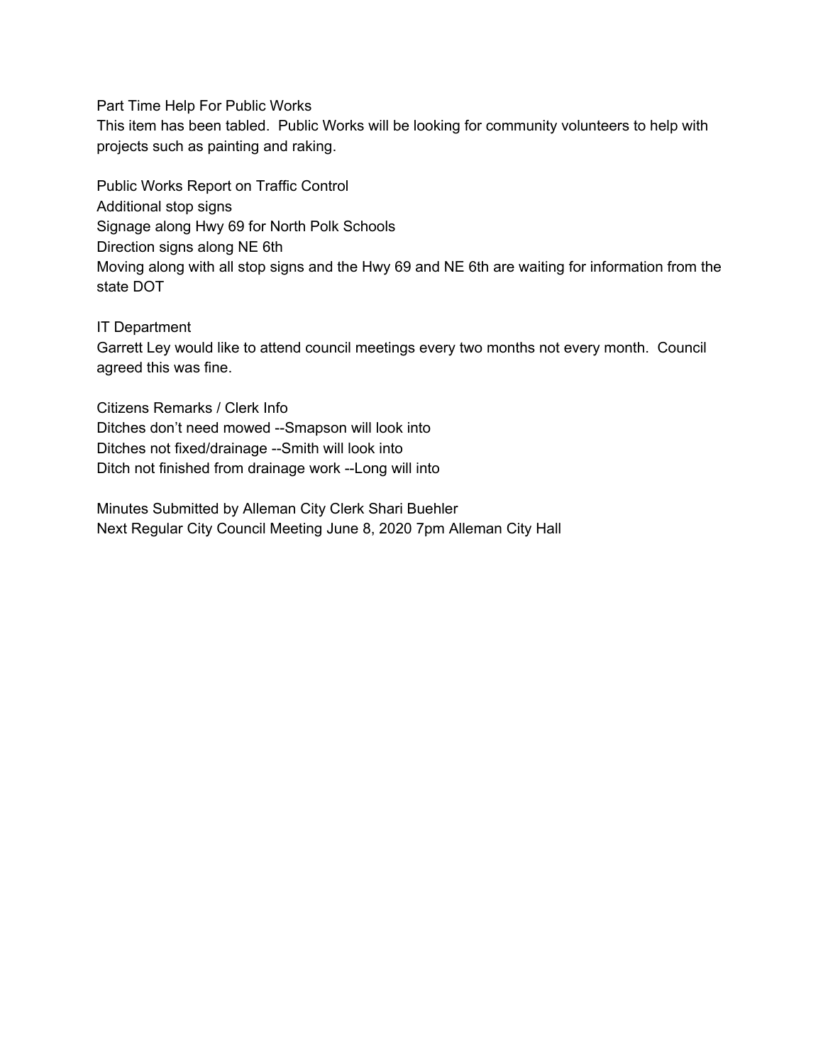Part Time Help For Public Works
This item has been tabled. Public Works will be looking for community volunteers to help with projects such as painting and raking.

Public Works Report on Traffic Control
Additional stop signs
Signage along Hwy 69 for North Polk Schools
Direction signs along NE 6th
Moving along with all stop signs and the Hwy 69 and NE 6th are waiting for information from the state DOT

IT Department
Garrett Ley would like to attend council meetings every two months not every month. Council agreed this was fine.

Citizens Remarks / Clerk Info
Ditches don't need mowed --Smapson will look into
Ditches not fixed/drainage --Smith will look into
Ditch not finished from drainage work --Long will into

Minutes Submitted by Alleman City Clerk Shari Buehler
Next Regular City Council Meeting June 8, 2020 7pm Alleman City Hall